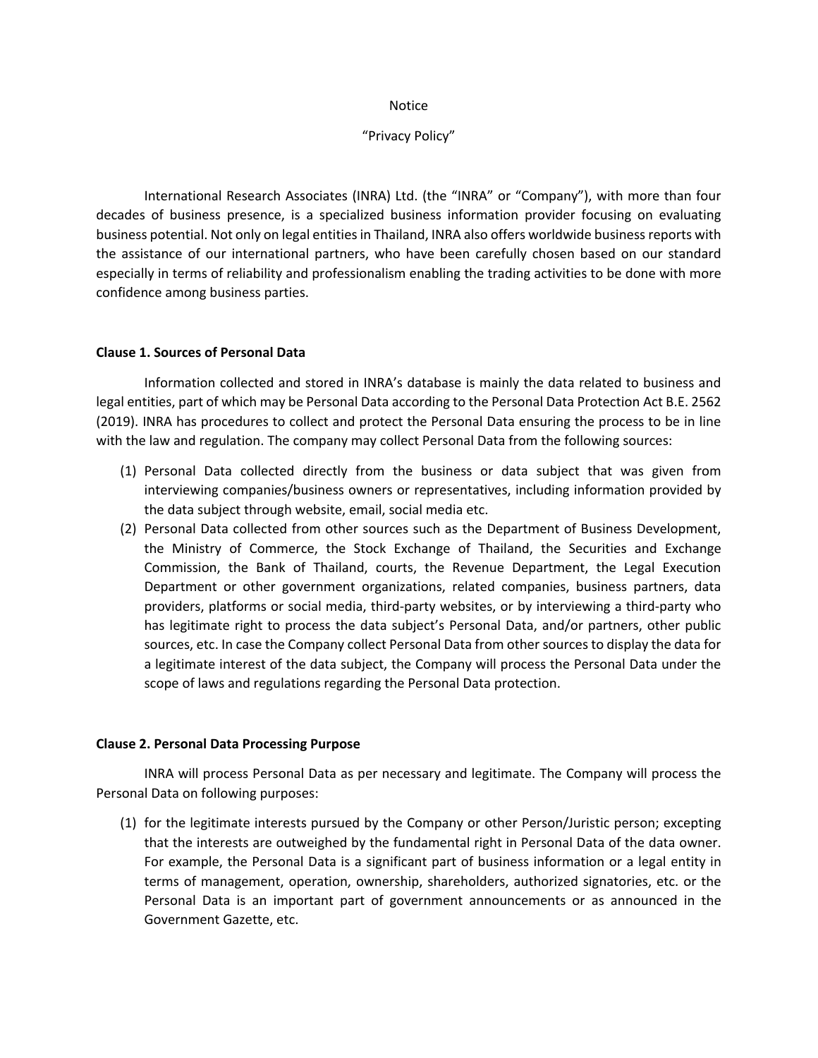Notice

“Privacy Policy”

International Research Associates (INRA) Ltd. (the “INRA” or “Company”), with more than four decades of business presence, is a specialized business information provider focusing on evaluating business potential. Not only on legal entities in Thailand, INRA also offers worldwide business reports with the assistance of our international partners, who have been carefully chosen based on our standard especially in terms of reliability and professionalism enabling the trading activities to be done with more confidence among business parties.

**Clause 1. Sources of Personal Data**

Information collected and stored in INRA’s database is mainly the data related to business and legal entities, part of which may be Personal Data according to the Personal Data Protection Act B.E. 2562 (2019). INRA has procedures to collect and protect the Personal Data ensuring the process to be in line with the law and regulation. The company may collect Personal Data from the following sources:

(1) Personal Data collected directly from the business or data subject that was given from interviewing companies/business owners or representatives, including information provided by the data subject through website, email, social media etc.

(2) Personal Data collected from other sources such as the Department of Business Development, the Ministry of Commerce, the Stock Exchange of Thailand, the Securities and Exchange Commission, the Bank of Thailand, courts, the Revenue Department, the Legal Execution Department or other government organizations, related companies, business partners, data providers, platforms or social media, third-party websites, or by interviewing a third-party who has legitimate right to process the data subject’s Personal Data, and/or partners, other public sources, etc. In case the Company collect Personal Data from other sources to display the data for a legitimate interest of the data subject, the Company will process the Personal Data under the scope of laws and regulations regarding the Personal Data protection.

**Clause 2. Personal Data Processing Purpose**

INRA will process Personal Data as per necessary and legitimate. The Company will process the Personal Data on following purposes:

(1) for the legitimate interests pursued by the Company or other Person/Juristic person; excepting that the interests are outweighed by the fundamental right in Personal Data of the data owner. For example, the Personal Data is a significant part of business information or a legal entity in terms of management, operation, ownership, shareholders, authorized signatories, etc. or the Personal Data is an important part of government announcements or as announced in the Government Gazette, etc.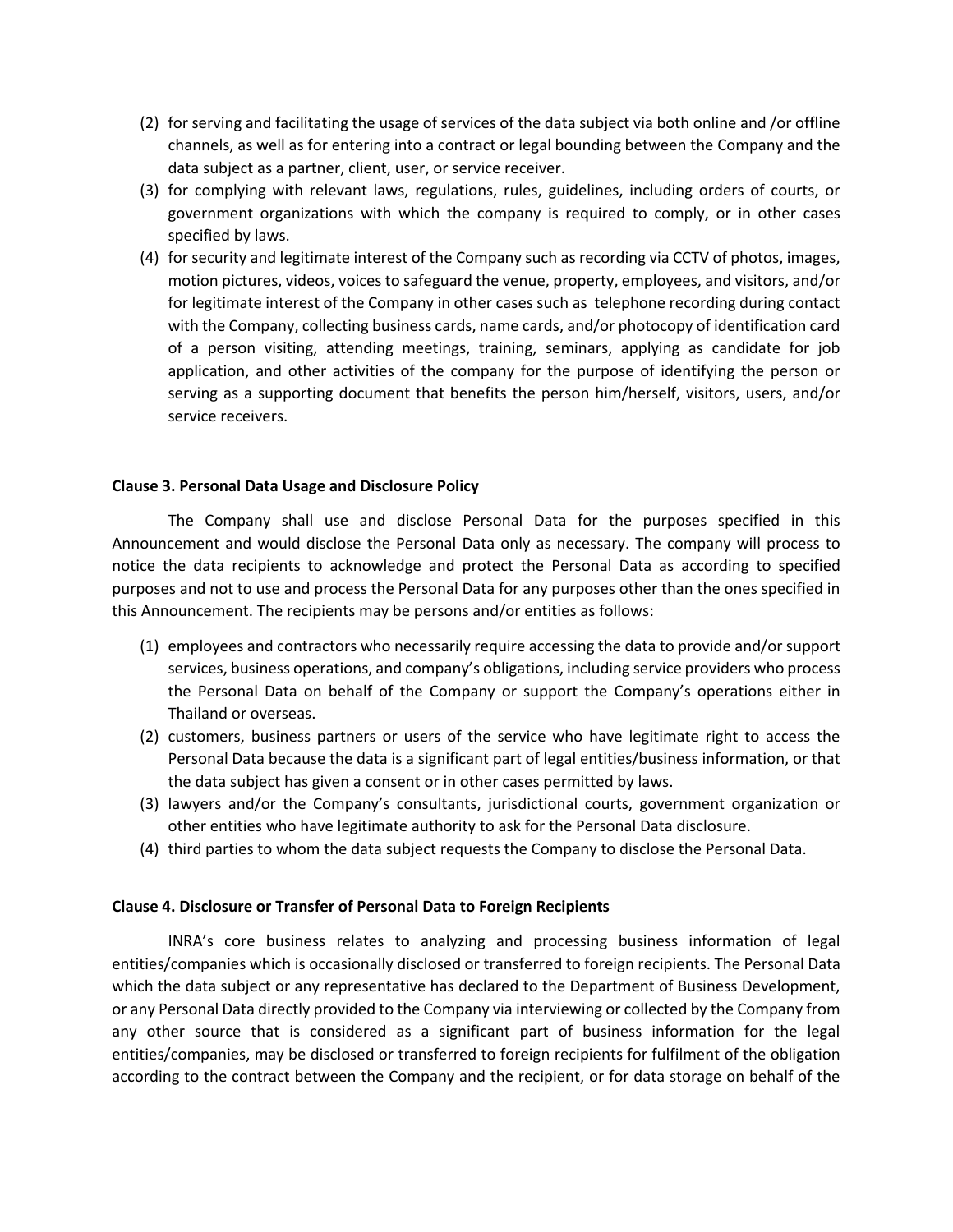(2) for serving and facilitating the usage of services of the data subject via both online and /or offline channels, as well as for entering into a contract or legal bounding between the Company and the data subject as a partner, client, user, or service receiver.
(3) for complying with relevant laws, regulations, rules, guidelines, including orders of courts, or government organizations with which the company is required to comply, or in other cases specified by laws.
(4) for security and legitimate interest of the Company such as recording via CCTV of photos, images, motion pictures, videos, voices to safeguard the venue, property, employees, and visitors, and/or for legitimate interest of the Company in other cases such as telephone recording during contact with the Company, collecting business cards, name cards, and/or photocopy of identification card of a person visiting, attending meetings, training, seminars, applying as candidate for job application, and other activities of the company for the purpose of identifying the person or serving as a supporting document that benefits the person him/herself, visitors, users, and/or service receivers.

**Clause 3. Personal Data Usage and Disclosure Policy**

The Company shall use and disclose Personal Data for the purposes specified in this Announcement and would disclose the Personal Data only as necessary. The company will process to notice the data recipients to acknowledge and protect the Personal Data as according to specified purposes and not to use and process the Personal Data for any purposes other than the ones specified in this Announcement. The recipients may be persons and/or entities as follows:

(1) employees and contractors who necessarily require accessing the data to provide and/or support services, business operations, and company's obligations, including service providers who process the Personal Data on behalf of the Company or support the Company's operations either in Thailand or overseas.
(2) customers, business partners or users of the service who have legitimate right to access the Personal Data because the data is a significant part of legal entities/business information, or that the data subject has given a consent or in other cases permitted by laws.
(3) lawyers and/or the Company's consultants, jurisdictional courts, government organization or other entities who have legitimate authority to ask for the Personal Data disclosure.
(4) third parties to whom the data subject requests the Company to disclose the Personal Data.

**Clause 4. Disclosure or Transfer of Personal Data to Foreign Recipients**

INRA's core business relates to analyzing and processing business information of legal entities/companies which is occasionally disclosed or transferred to foreign recipients. The Personal Data which the data subject or any representative has declared to the Department of Business Development, or any Personal Data directly provided to the Company via interviewing or collected by the Company from any other source that is considered as a significant part of business information for the legal entities/companies, may be disclosed or transferred to foreign recipients for fulfilment of the obligation according to the contract between the Company and the recipient, or for data storage on behalf of the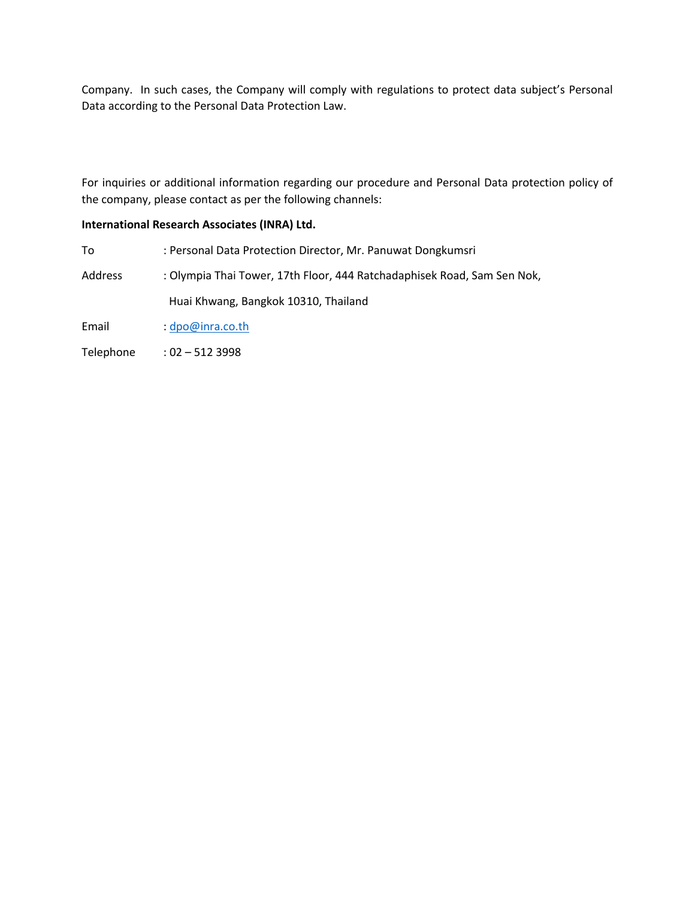Company. In such cases, the Company will comply with regulations to protect data subject's Personal Data according to the Personal Data Protection Law.

For inquiries or additional information regarding our procedure and Personal Data protection policy of the company, please contact as per the following channels:

**International Research Associates (INRA) Ltd.**

| | |
|---|---|
| To | : Personal Data Protection Director, Mr. Panuwat Dongkumsri |
| Address | : Olympia Thai Tower, 17th Floor, 444 Ratchadaphisek Road, Sam Sen Nok, Huai Khwang, Bangkok 10310, Thailand |
| Email | : dpo@inra.co.th |
| Telephone | : 02 – 512 3998 |